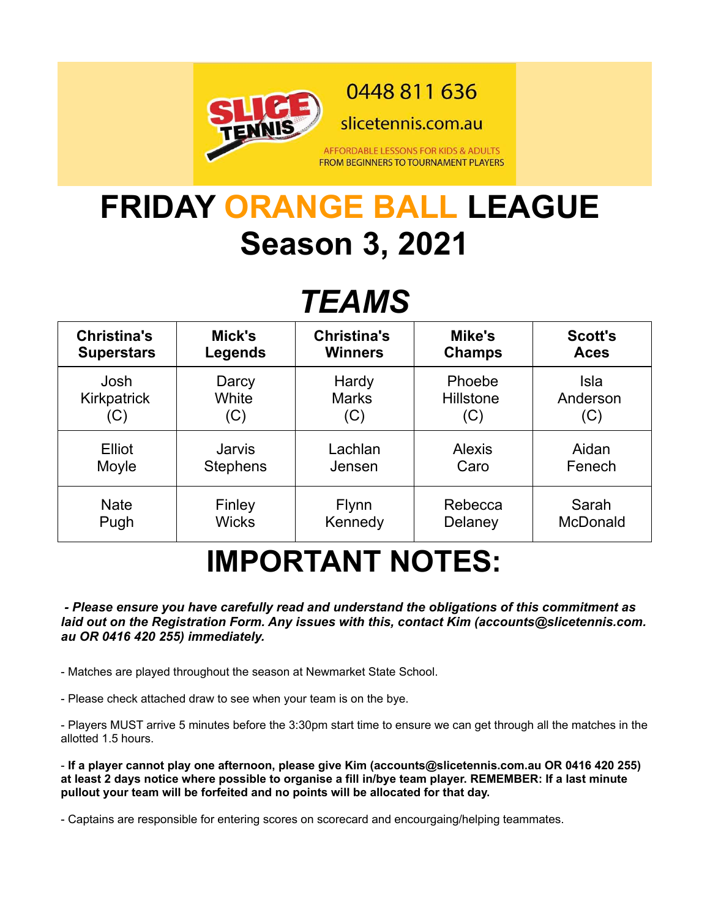SLICE TENNIS

0448 811 636

slicetennis.com.au

AFFORDABLE LESSONS FOR KIDS & ADULTS
FROM BEGINNERS TO TOURNAMENT PLAYERS

# FRIDAY ORANGE BALL LEAGUE
# Season 3, 2021

# *TEAMS*

| Christina's Superstars | Mick's Legends | Christina's Winners | Mike's Champs | Scott's Aces |
|---|---|---|---|---|
| Josh Kirkpatrick (C) | Darcy White (C) | Hardy Marks (C) | Phoebe Hillstone (C) | Isla Anderson (C) |
| Elliot Moyle | Jarvis Stephens | Lachlan Jensen | Alexis Caro | Aidan Fenech |
| Nate Pugh | Finley Wicks | Flynn Kennedy | Rebecca Delaney | Sarah McDonald |

# IMPORTANT NOTES:

***- Please ensure you have carefully read and understand the obligations of this commitment as laid out on the Registration Form. Any issues with this, contact Kim (accounts@slicetennis.com.au OR 0416 420 255) immediately.***

- Matches are played throughout the season at Newmarket State School.

- Please check attached draw to see when your team is on the bye.

- Players MUST arrive 5 minutes before the 3:30pm start time to ensure we can get through all the matches in the allotted 1.5 hours.

- **If a player cannot play one afternoon, please give Kim (accounts@slicetennis.com.au OR 0416 420 255) at least 2 days notice where possible to organise a fill in/bye team player. REMEMBER: If a last minute pullout your team will be forfeited and no points will be allocated for that day.**

- Captains are responsible for entering scores on scorecard and encourgaing/helping teammates.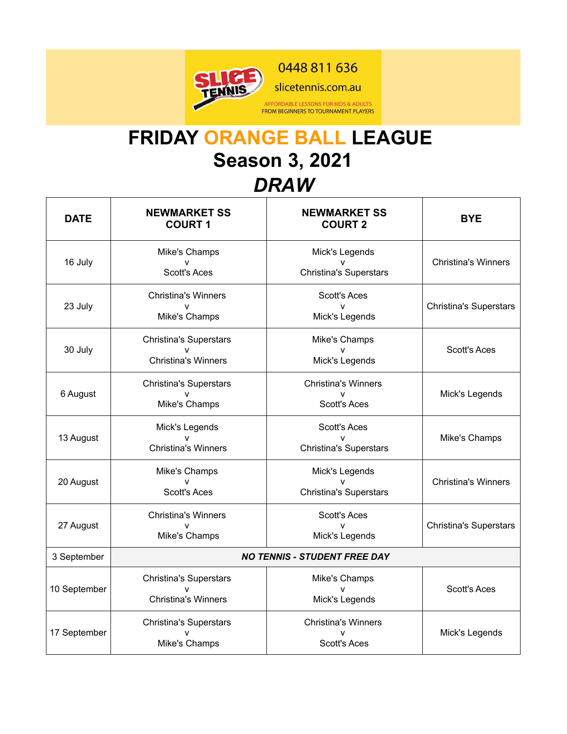0448 811 636

slicetennis.com.au

AFFORDABLE LESSONS FOR KIDS & ADULTS
FROM BEGINNERS TO TOURNAMENT PLAYERS

# FRIDAY ORANGE BALL LEAGUE
# Season 3, 2021
# *DRAW*

| DATE | NEWMARKET SS COURT 1 | NEWMARKET SS COURT 2 | BYE |
|---|---|---|---|
| 16 July | Mike's Champs v Scott's Aces | Mick's Legends v Christina's Superstars | Christina's Winners |
| 23 July | Christina's Winners v Mike's Champs | Scott's Aces v Mick's Legends | Christina's Superstars |
| 30 July | Christina's Superstars v Christina's Winners | Mike's Champs v Mick's Legends | Scott's Aces |
| 6 August | Christina's Superstars v Mike's Champs | Christina's Winners v Scott's Aces | Mick's Legends |
| 13 August | Mick's Legends v Christina's Winners | Scott's Aces v Christina's Superstars | Mike's Champs |
| 20 August | Mike's Champs v Scott's Aces | Mick's Legends v Christina's Superstars | Christina's Winners |
| 27 August | Christina's Winners v Mike's Champs | Scott's Aces v Mick's Legends | Christina's Superstars |
| 3 September | ***NO TENNIS - STUDENT FREE DAY*** | | |
| 10 September | Christina's Superstars v Christina's Winners | Mike's Champs v Mick's Legends | Scott's Aces |
| 17 September | Christina's Superstars v Mike's Champs | Christina's Winners v Scott's Aces | Mick's Legends |